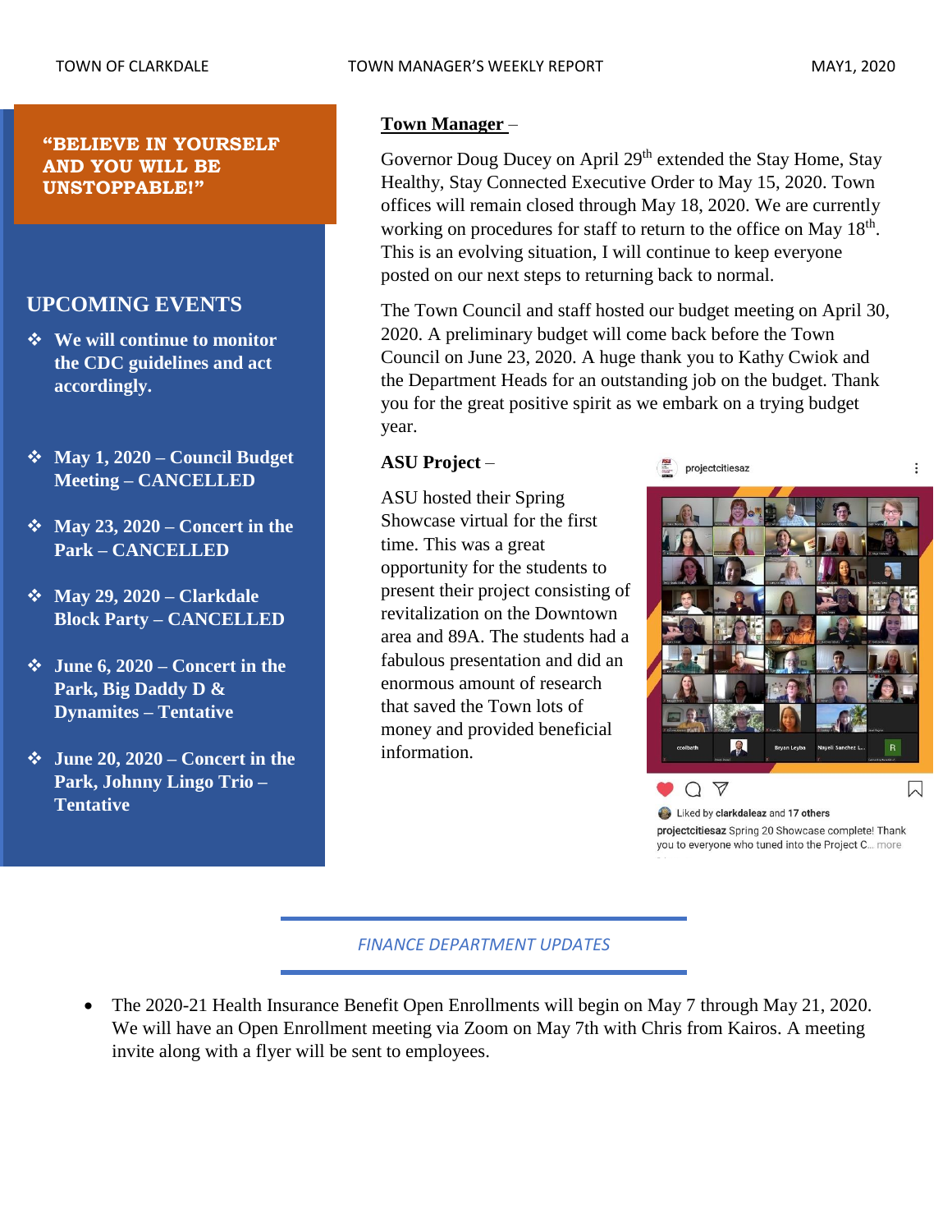TOWN OF CLARKDALE — TOWN MANAGER'S WEEKLY REPORT — MAY1, 2020

**"BELIEVE IN YOURSELF AND YOU WILL BE UNSTOPPABLE!"**

## UPCOMING EVENTS

- **We will continue to monitor the CDC guidelines and act accordingly.**
- **May 1, 2020 – Council Budget Meeting – CANCELLED**
- **May 23, 2020 – Concert in the Park – CANCELLED**
- **May 29, 2020 – Clarkdale Block Party – CANCELLED**
- **June 6, 2020 – Concert in the Park, Big Daddy D & Dynamites – Tentative**
- **June 20, 2020 – Concert in the Park, Johnny Lingo Trio – Tentative**

## Town Manager –

Governor Doug Ducey on April 29th extended the Stay Home, Stay Healthy, Stay Connected Executive Order to May 15, 2020. Town offices will remain closed through May 18, 2020. We are currently working on procedures for staff to return to the office on May 18th. This is an evolving situation, I will continue to keep everyone posted on our next steps to returning back to normal.

The Town Council and staff hosted our budget meeting on April 30, 2020. A preliminary budget will come back before the Town Council on June 23, 2020. A huge thank you to Kathy Cwiok and the Department Heads for an outstanding job on the budget. Thank you for the great positive spirit as we embark on a trying budget year.

## ASU Project –

ASU hosted their Spring Showcase virtual for the first time. This was a great opportunity for the students to present their project consisting of revitalization on the Downtown area and 89A. The students had a fabulous presentation and did an enormous amount of research that saved the Town lots of money and provided beneficial information.

projectcitiesaz

Liked by clarkdaleaz and 17 others

projectcitiesaz Spring 20 Showcase complete! Thank you to everyone who tuned into the Project C... more

## FINANCE DEPARTMENT UPDATES

- The 2020-21 Health Insurance Benefit Open Enrollments will begin on May 7 through May 21, 2020. We will have an Open Enrollment meeting via Zoom on May 7th with Chris from Kairos. A meeting invite along with a flyer will be sent to employees.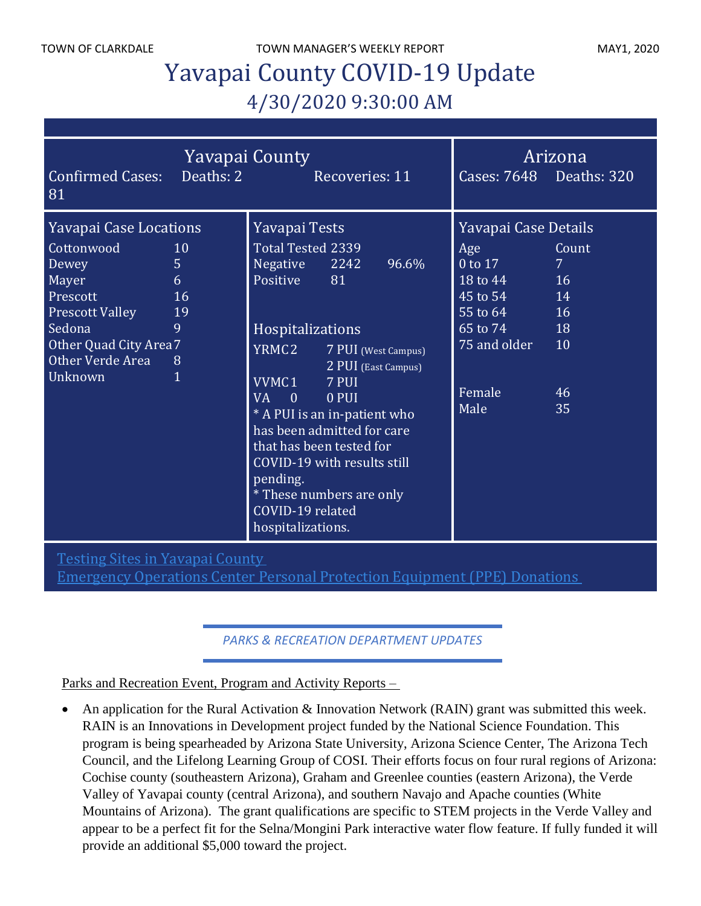# Yavapai County COVID-19 Update

## 4/30/2020 9:30:00 AM

### Yavapai County

Confirmed Cases: 81 Deaths: 2 Recoveries: 11

### Arizona

Cases: 7648 Deaths: 320

### Yavapai Case Locations

| Location | Count |
|---|---|
| Cottonwood | 10 |
| Dewey | 5 |
| Mayer | 6 |
| Prescott | 16 |
| Prescott Valley | 19 |
| Sedona | 9 |
| Other Quad City Area | 7 |
| Other Verde Area | 8 |
| Unknown | 1 |

### Yavapai Tests

| | | |
|---|---|---|
| Total Tested | 2339 | |
| Negative | 2242 | 96.6% |
| Positive | 81 | |

### Hospitalizations

| | | |
|---|---|---|
| YRMC | 2 | 7 PUI (West Campus) |
| | | 2 PUI (East Campus) |
| VVMC | 1 | 7 PUI |
| VA | 0 | 0 PUI |

* A PUI is an in-patient who has been admitted for care that has been tested for COVID-19 with results still pending.
* These numbers are only COVID-19 related hospitalizations.

### Yavapai Case Details

| Age | Count |
|---|---|
| 0 to 17 | 7 |
| 18 to 44 | 16 |
| 45 to 54 | 14 |
| 55 to 64 | 16 |
| 65 to 74 | 18 |
| 75 and older | 10 |
| | |
| Female | 46 |
| Male | 35 |

Testing Sites in Yavapai County
Emergency Operations Center Personal Protection Equipment (PPE) Donations

## *PARKS & RECREATION DEPARTMENT UPDATES*

Parks and Recreation Event, Program and Activity Reports –

- An application for the Rural Activation & Innovation Network (RAIN) grant was submitted this week. RAIN is an Innovations in Development project funded by the National Science Foundation. This program is being spearheaded by Arizona State University, Arizona Science Center, The Arizona Tech Council, and the Lifelong Learning Group of COSI. Their efforts focus on four rural regions of Arizona: Cochise county (southeastern Arizona), Graham and Greenlee counties (eastern Arizona), the Verde Valley of Yavapai county (central Arizona), and southern Navajo and Apache counties (White Mountains of Arizona). The grant qualifications are specific to STEM projects in the Verde Valley and appear to be a perfect fit for the Selna/Mongini Park interactive water flow feature. If fully funded it will provide an additional $5,000 toward the project.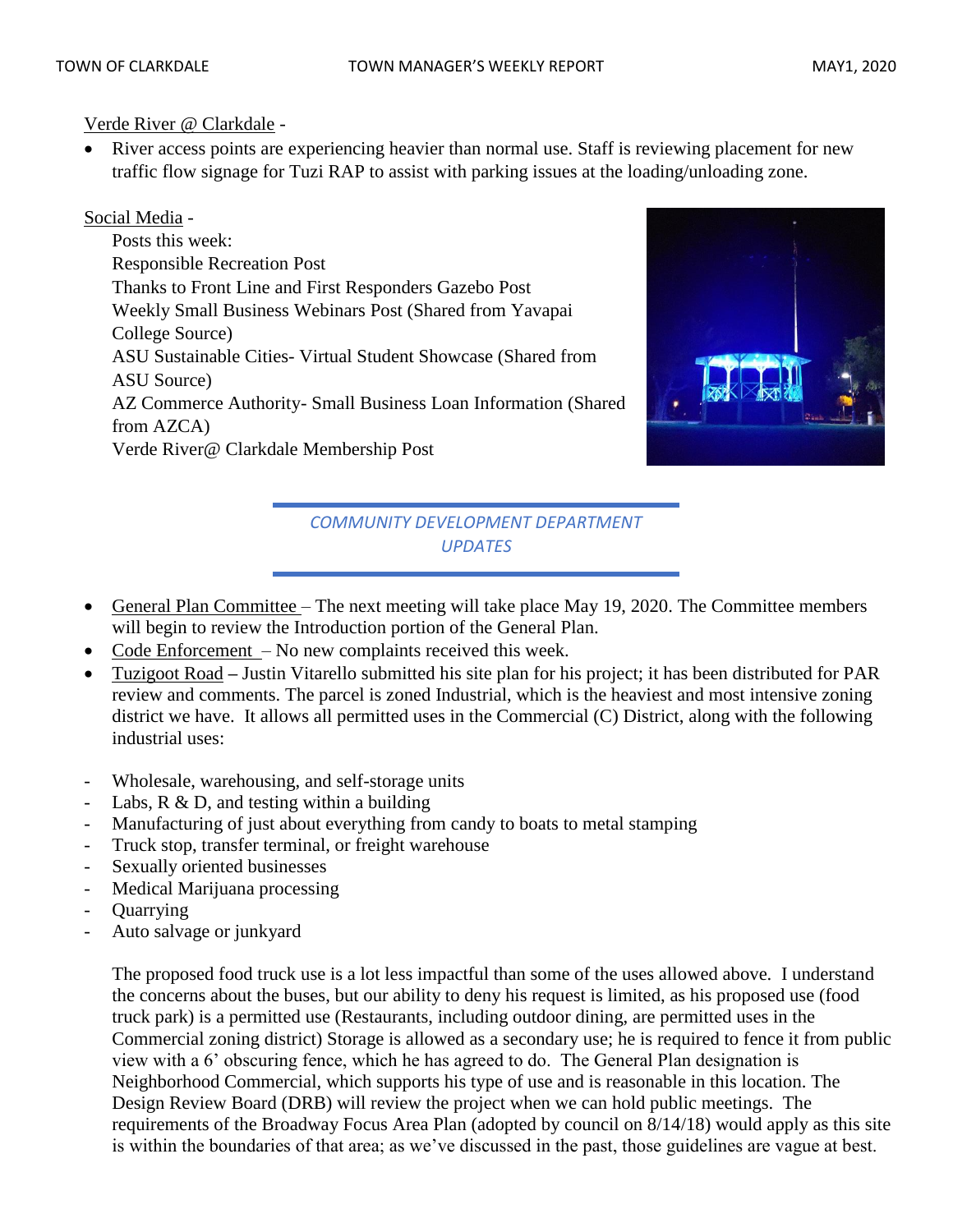Verde River @ Clarkdale -

- River access points are experiencing heavier than normal use. Staff is reviewing placement for new traffic flow signage for Tuzi RAP to assist with parking issues at the loading/unloading zone.

Social Media -

Posts this week:
Responsible Recreation Post
Thanks to Front Line and First Responders Gazebo Post
Weekly Small Business Webinars Post (Shared from Yavapai College Source)
ASU Sustainable Cities- Virtual Student Showcase (Shared from ASU Source)
AZ Commerce Authority- Small Business Loan Information (Shared from AZCA)
Verde River@ Clarkdale Membership Post

## *COMMUNITY DEVELOPMENT DEPARTMENT UPDATES*

- General Plan Committee – The next meeting will take place May 19, 2020. The Committee members will begin to review the Introduction portion of the General Plan.
- Code Enforcement – No new complaints received this week.
- Tuzigoot Road – Justin Vitarello submitted his site plan for his project; it has been distributed for PAR review and comments. The parcel is zoned Industrial, which is the heaviest and most intensive zoning district we have. It allows all permitted uses in the Commercial (C) District, along with the following industrial uses:

- Wholesale, warehousing, and self-storage units
- Labs, R & D, and testing within a building
- Manufacturing of just about everything from candy to boats to metal stamping
- Truck stop, transfer terminal, or freight warehouse
- Sexually oriented businesses
- Medical Marijuana processing
- Quarrying
- Auto salvage or junkyard

The proposed food truck use is a lot less impactful than some of the uses allowed above. I understand the concerns about the buses, but our ability to deny his request is limited, as his proposed use (food truck park) is a permitted use (Restaurants, including outdoor dining, are permitted uses in the Commercial zoning district) Storage is allowed as a secondary use; he is required to fence it from public view with a 6' obscuring fence, which he has agreed to do. The General Plan designation is Neighborhood Commercial, which supports his type of use and is reasonable in this location. The Design Review Board (DRB) will review the project when we can hold public meetings. The requirements of the Broadway Focus Area Plan (adopted by council on 8/14/18) would apply as this site is within the boundaries of that area; as we've discussed in the past, those guidelines are vague at best.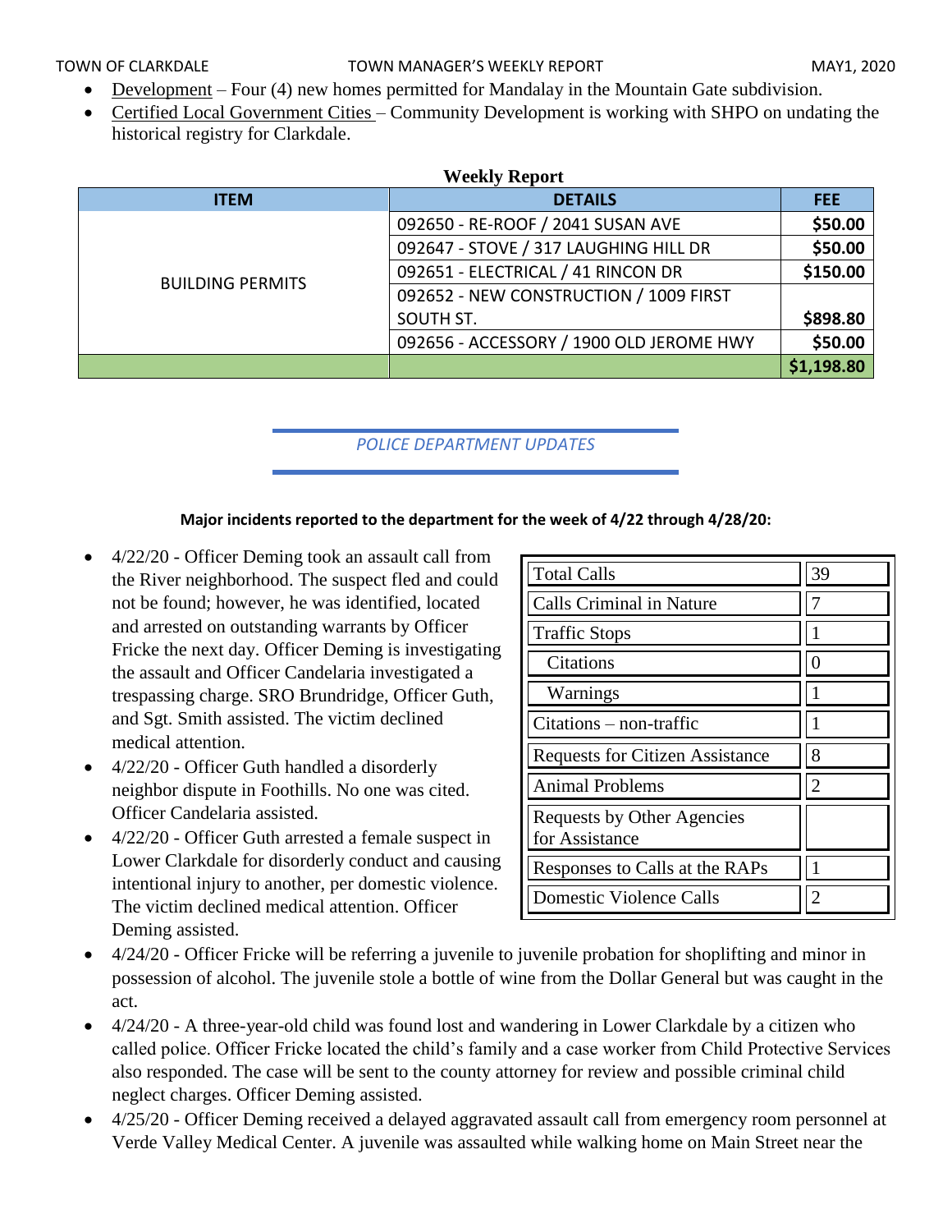- Development – Four (4) new homes permitted for Mandalay in the Mountain Gate subdivision.
- Certified Local Government Cities – Community Development is working with SHPO on undating the historical registry for Clarkdale.

**Weekly Report**

| ITEM | DETAILS | FEE |
|---|---|---|
| BUILDING PERMITS | 092650 - RE-ROOF / 2041 SUSAN AVE | $50.00 |
| | 092647 - STOVE / 317 LAUGHING HILL DR | $50.00 |
| | 092651 - ELECTRICAL / 41 RINCON DR | $150.00 |
| | 092652 - NEW CONSTRUCTION / 1009 FIRST SOUTH ST. | $898.80 |
| | 092656 - ACCESSORY / 1900 OLD JEROME HWY | $50.00 |
| | | $1,198.80 |

## *POLICE DEPARTMENT UPDATES*

**Major incidents reported to the department for the week of 4/22 through 4/28/20:**

| | |
|---|---|
| Total Calls | 39 |
| Calls Criminal in Nature | 7 |
| Traffic Stops | 1 |
| Citations | 0 |
| Warnings | 1 |
| Citations – non-traffic | 1 |
| Requests for Citizen Assistance | 8 |
| Animal Problems | 2 |
| Requests by Other Agencies for Assistance | |
| Responses to Calls at the RAPs | 1 |
| Domestic Violence Calls | 2 |

- 4/22/20 - Officer Deming took an assault call from the River neighborhood. The suspect fled and could not be found; however, he was identified, located and arrested on outstanding warrants by Officer Fricke the next day. Officer Deming is investigating the assault and Officer Candelaria investigated a trespassing charge. SRO Brundridge, Officer Guth, and Sgt. Smith assisted. The victim declined medical attention.
- 4/22/20 - Officer Guth handled a disorderly neighbor dispute in Foothills. No one was cited. Officer Candelaria assisted.
- 4/22/20 - Officer Guth arrested a female suspect in Lower Clarkdale for disorderly conduct and causing intentional injury to another, per domestic violence. The victim declined medical attention. Officer Deming assisted.
- 4/24/20 - Officer Fricke will be referring a juvenile to juvenile probation for shoplifting and minor in possession of alcohol. The juvenile stole a bottle of wine from the Dollar General but was caught in the act.
- 4/24/20 - A three-year-old child was found lost and wandering in Lower Clarkdale by a citizen who called police. Officer Fricke located the child's family and a case worker from Child Protective Services also responded. The case will be sent to the county attorney for review and possible criminal child neglect charges. Officer Deming assisted.
- 4/25/20 - Officer Deming received a delayed aggravated assault call from emergency room personnel at Verde Valley Medical Center. A juvenile was assaulted while walking home on Main Street near the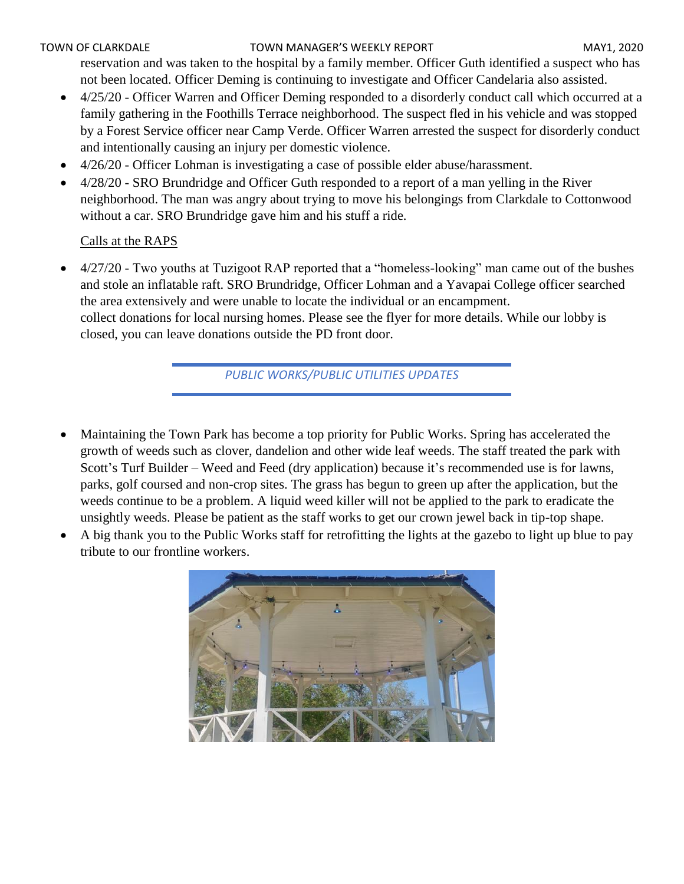reservation and was taken to the hospital by a family member. Officer Guth identified a suspect who has not been located. Officer Deming is continuing to investigate and Officer Candelaria also assisted.

- 4/25/20 - Officer Warren and Officer Deming responded to a disorderly conduct call which occurred at a family gathering in the Foothills Terrace neighborhood. The suspect fled in his vehicle and was stopped by a Forest Service officer near Camp Verde. Officer Warren arrested the suspect for disorderly conduct and intentionally causing an injury per domestic violence.
- 4/26/20 - Officer Lohman is investigating a case of possible elder abuse/harassment.
- 4/28/20 - SRO Brundridge and Officer Guth responded to a report of a man yelling in the River neighborhood. The man was angry about trying to move his belongings from Clarkdale to Cottonwood without a car. SRO Brundridge gave him and his stuff a ride.

Calls at the RAPS

- 4/27/20 - Two youths at Tuzigoot RAP reported that a "homeless-looking" man came out of the bushes and stole an inflatable raft. SRO Brundridge, Officer Lohman and a Yavapai College officer searched the area extensively and were unable to locate the individual or an encampment.
  collect donations for local nursing homes. Please see the flyer for more details. While our lobby is closed, you can leave donations outside the PD front door.

## *PUBLIC WORKS/PUBLIC UTILITIES UPDATES*

- Maintaining the Town Park has become a top priority for Public Works. Spring has accelerated the growth of weeds such as clover, dandelion and other wide leaf weeds. The staff treated the park with Scott's Turf Builder – Weed and Feed (dry application) because it's recommended use is for lawns, parks, golf coursed and non-crop sites. The grass has begun to green up after the application, but the weeds continue to be a problem. A liquid weed killer will not be applied to the park to eradicate the unsightly weeds. Please be patient as the staff works to get our crown jewel back in tip-top shape.
- A big thank you to the Public Works staff for retrofitting the lights at the gazebo to light up blue to pay tribute to our frontline workers.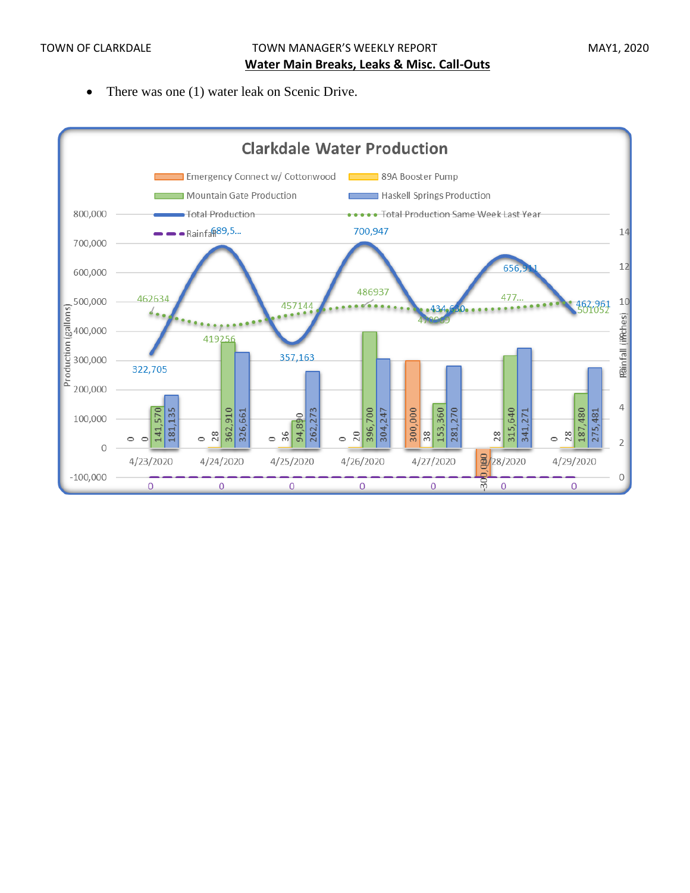**Water Main Breaks, Leaks & Misc. Call-Outs**

- There was one (1) water leak on Scenic Drive.

Clarkdale Water Production

Emergency Connect w/ Cottonwood
89A Booster Pump
Mountain Gate Production
Haskell Springs Production
Total Production
Total Production Same Week Last Year
Rainfall

Production (gallons)
800,000
700,000
600,000
500,000
400,000
300,000
200,000
100,000
0
-100,000

Rainfall (inches)
14
12
10
8
6
4
2
0

4/23/2020 4/24/2020 4/25/2020 4/26/2020 4/27/2020 4/28/2020 4/29/2020

322,705
689,5...
357,163
700,947
434,680
656,911
462,961

462634
419256
457144
486937
470069
477...
501052

0 0 141,570 181,135
0 28 362,910 326,661
0 36 94,890 262,273
0 20 396,700 304,247
300,000 38 153,360 281,270
-300,000 28 315,640 341,271
0 28 187,480 275,481

0 0 0 0 0 0 0